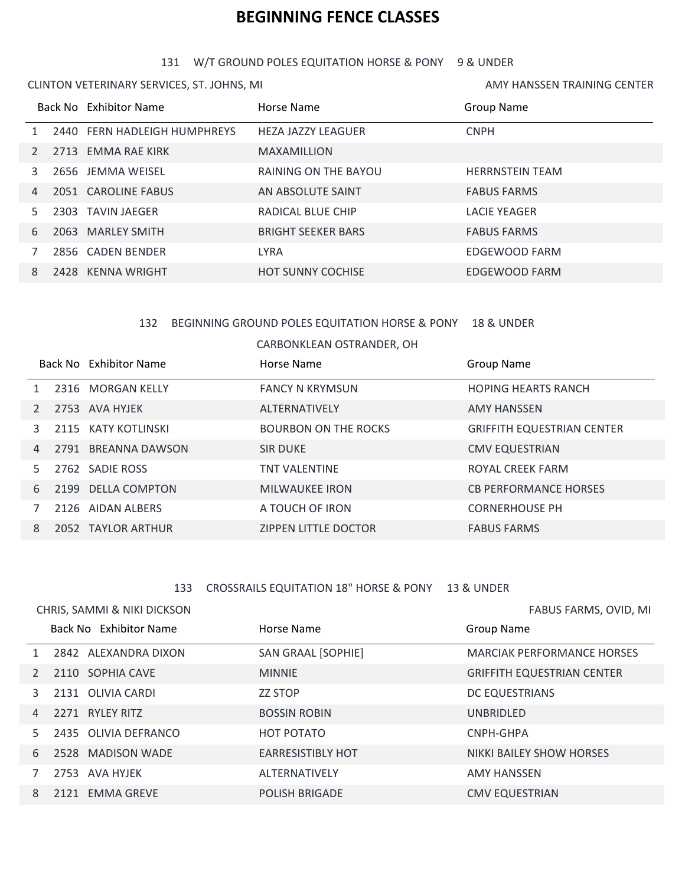# BEGINNING FENCE CLASSES

## 131 W/T GROUND POLES EQUITATION HORSE & PONY 9 & UNDER

CLINTON VETERINARY SERVICES, ST. JOHNS, MI — AMY HANSSEN TRAINING CENTER

| | Back No | Exhibitor Name | Horse Name | Group Name |
|---|---|---|---|---|
| 1 | 2440 | FERN HADLEIGH HUMPHREYS | HEZA JAZZY LEAGUER | CNPH |
| 2 | 2713 | EMMA RAE KIRK | MAXAMILLION | |
| 3 | 2656 | JEMMA WEISEL | RAINING ON THE BAYOU | HERRNSTEIN TEAM |
| 4 | 2051 | CAROLINE FABUS | AN ABSOLUTE SAINT | FABUS FARMS |
| 5 | 2303 | TAVIN JAEGER | RADICAL BLUE CHIP | LACIE YEAGER |
| 6 | 2063 | MARLEY SMITH | BRIGHT SEEKER BARS | FABUS FARMS |
| 7 | 2856 | CADEN BENDER | LYRA | EDGEWOOD FARM |
| 8 | 2428 | KENNA WRIGHT | HOT SUNNY COCHISE | EDGEWOOD FARM |

## 132 BEGINNING GROUND POLES EQUITATION HORSE & PONY 18 & UNDER

CARBONKLEAN OSTRANDER, OH

| | Back No | Exhibitor Name | Horse Name | Group Name |
|---|---|---|---|---|
| 1 | 2316 | MORGAN KELLY | FANCY N KRYMSUN | HOPING HEARTS RANCH |
| 2 | 2753 | AVA HYJEK | ALTERNATIVELY | AMY HANSSEN |
| 3 | 2115 | KATY KOTLINSKI | BOURBON ON THE ROCKS | GRIFFITH EQUESTRIAN CENTER |
| 4 | 2791 | BREANNA DAWSON | SIR DUKE | CMV EQUESTRIAN |
| 5 | 2762 | SADIE ROSS | TNT VALENTINE | ROYAL CREEK FARM |
| 6 | 2199 | DELLA COMPTON | MILWAUKEE IRON | CB PERFORMANCE HORSES |
| 7 | 2126 | AIDAN ALBERS | A TOUCH OF IRON | CORNERHOUSE PH |
| 8 | 2052 | TAYLOR ARTHUR | ZIPPEN LITTLE DOCTOR | FABUS FARMS |

## 133 CROSSRAILS EQUITATION 18" HORSE & PONY 13 & UNDER

CHRIS, SAMMI & NIKI DICKSON — FABUS FARMS, OVID, MI

| | Back No | Exhibitor Name | Horse Name | Group Name |
|---|---|---|---|---|
| 1 | 2842 | ALEXANDRA DIXON | SAN GRAAL [SOPHIE] | MARCIAK PERFORMANCE HORSES |
| 2 | 2110 | SOPHIA CAVE | MINNIE | GRIFFITH EQUESTRIAN CENTER |
| 3 | 2131 | OLIVIA CARDI | ZZ STOP | DC EQUESTRIANS |
| 4 | 2271 | RYLEY RITZ | BOSSIN ROBIN | UNBRIDLED |
| 5 | 2435 | OLIVIA DEFRANCO | HOT POTATO | CNPH-GHPA |
| 6 | 2528 | MADISON WADE | EARRESISTIBLY HOT | NIKKI BAILEY SHOW HORSES |
| 7 | 2753 | AVA HYJEK | ALTERNATIVELY | AMY HANSSEN |
| 8 | 2121 | EMMA GREVE | POLISH BRIGADE | CMV EQUESTRIAN |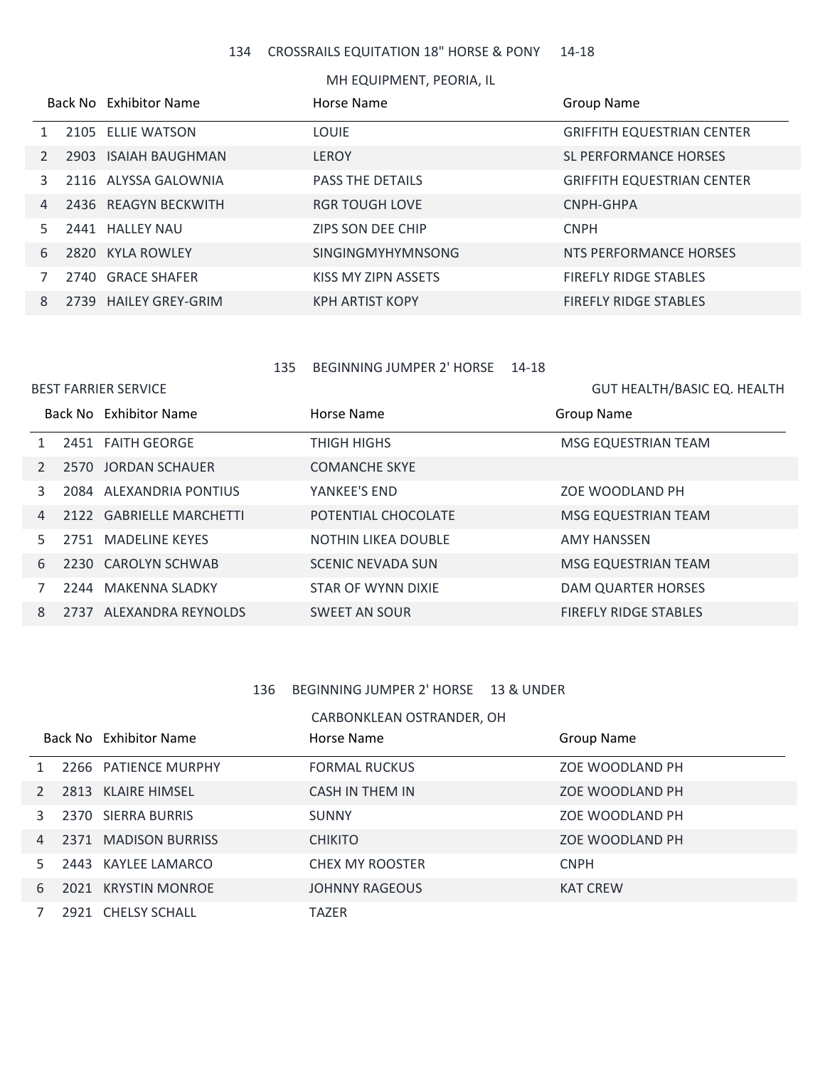## 134 CROSSRAILS EQUITATION 18" HORSE & PONY 14-18

MH EQUIPMENT, PEORIA, IL

| | Back No | Exhibitor Name | Horse Name | Group Name |
|---|---|---|---|---|
| 1 | 2105 | ELLIE WATSON | LOUIE | GRIFFITH EQUESTRIAN CENTER |
| 2 | 2903 | ISAIAH BAUGHMAN | LEROY | SL PERFORMANCE HORSES |
| 3 | 2116 | ALYSSA GALOWNIA | PASS THE DETAILS | GRIFFITH EQUESTRIAN CENTER |
| 4 | 2436 | REAGYN BECKWITH | RGR TOUGH LOVE | CNPH-GHPA |
| 5 | 2441 | HALLEY NAU | ZIPS SON DEE CHIP | CNPH |
| 6 | 2820 | KYLA ROWLEY | SINGINGMYHYMNSONG | NTS PERFORMANCE HORSES |
| 7 | 2740 | GRACE SHAFER | KISS MY ZIPN ASSETS | FIREFLY RIDGE STABLES |
| 8 | 2739 | HAILEY GREY-GRIM | KPH ARTIST KOPY | FIREFLY RIDGE STABLES |

## 135 BEGINNING JUMPER 2' HORSE 14-18

BEST FARRIER SERVICE

GUT HEALTH/BASIC EQ. HEALTH

| | Back No | Exhibitor Name | Horse Name | Group Name |
|---|---|---|---|---|
| 1 | 2451 | FAITH GEORGE | THIGH HIGHS | MSG EQUESTRIAN TEAM |
| 2 | 2570 | JORDAN SCHAUER | COMANCHE SKYE | |
| 3 | 2084 | ALEXANDRIA PONTIUS | YANKEE'S END | ZOE WOODLAND PH |
| 4 | 2122 | GABRIELLE MARCHETTI | POTENTIAL CHOCOLATE | MSG EQUESTRIAN TEAM |
| 5 | 2751 | MADELINE KEYES | NOTHIN LIKEA DOUBLE | AMY HANSSEN |
| 6 | 2230 | CAROLYN SCHWAB | SCENIC NEVADA SUN | MSG EQUESTRIAN TEAM |
| 7 | 2244 | MAKENNA SLADKY | STAR OF WYNN DIXIE | DAM QUARTER HORSES |
| 8 | 2737 | ALEXANDRA REYNOLDS | SWEET AN SOUR | FIREFLY RIDGE STABLES |

## 136 BEGINNING JUMPER 2' HORSE 13 & UNDER

CARBONKLEAN OSTRANDER, OH

| | Back No | Exhibitor Name | Horse Name | Group Name |
|---|---|---|---|---|
| 1 | 2266 | PATIENCE MURPHY | FORMAL RUCKUS | ZOE WOODLAND PH |
| 2 | 2813 | KLAIRE HIMSEL | CASH IN THEM IN | ZOE WOODLAND PH |
| 3 | 2370 | SIERRA BURRIS | SUNNY | ZOE WOODLAND PH |
| 4 | 2371 | MADISON BURRISS | CHIKITO | ZOE WOODLAND PH |
| 5 | 2443 | KAYLEE LAMARCO | CHEX MY ROOSTER | CNPH |
| 6 | 2021 | KRYSTIN MONROE | JOHNNY RAGEOUS | KAT CREW |
| 7 | 2921 | CHELSY SCHALL | TAZER | |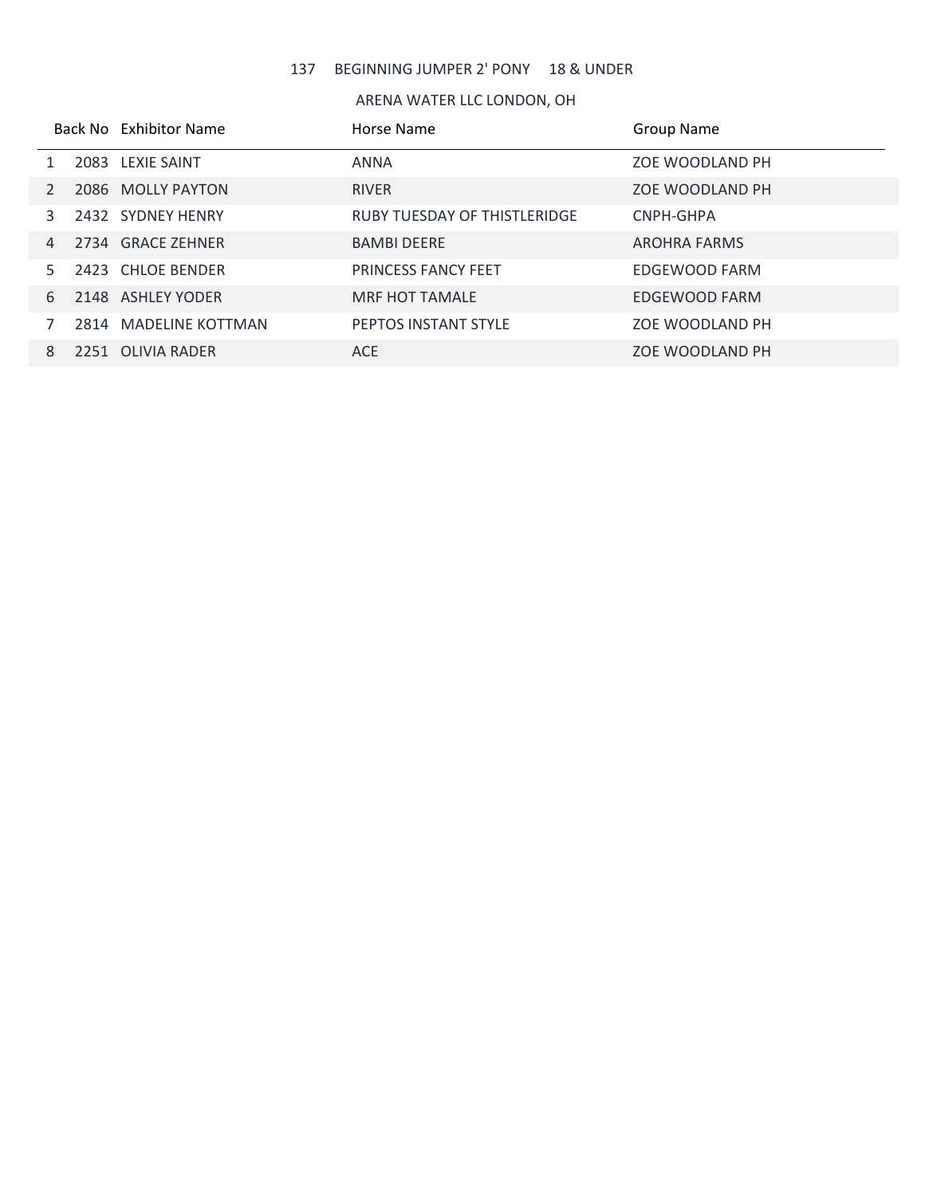137 BEGINNING JUMPER 2' PONY 18 & UNDER

ARENA WATER LLC LONDON, OH

| | Back No | Exhibitor Name | Horse Name | Group Name |
|---|---|---|---|---|
| 1 | 2083 | LEXIE SAINT | ANNA | ZOE WOODLAND PH |
| 2 | 2086 | MOLLY PAYTON | RIVER | ZOE WOODLAND PH |
| 3 | 2432 | SYDNEY HENRY | RUBY TUESDAY OF THISTLERIDGE | CNPH-GHPA |
| 4 | 2734 | GRACE ZEHNER | BAMBI DEERE | AROHRA FARMS |
| 5 | 2423 | CHLOE BENDER | PRINCESS FANCY FEET | EDGEWOOD FARM |
| 6 | 2148 | ASHLEY YODER | MRF HOT TAMALE | EDGEWOOD FARM |
| 7 | 2814 | MADELINE KOTTMAN | PEPTOS INSTANT STYLE | ZOE WOODLAND PH |
| 8 | 2251 | OLIVIA RADER | ACE | ZOE WOODLAND PH |